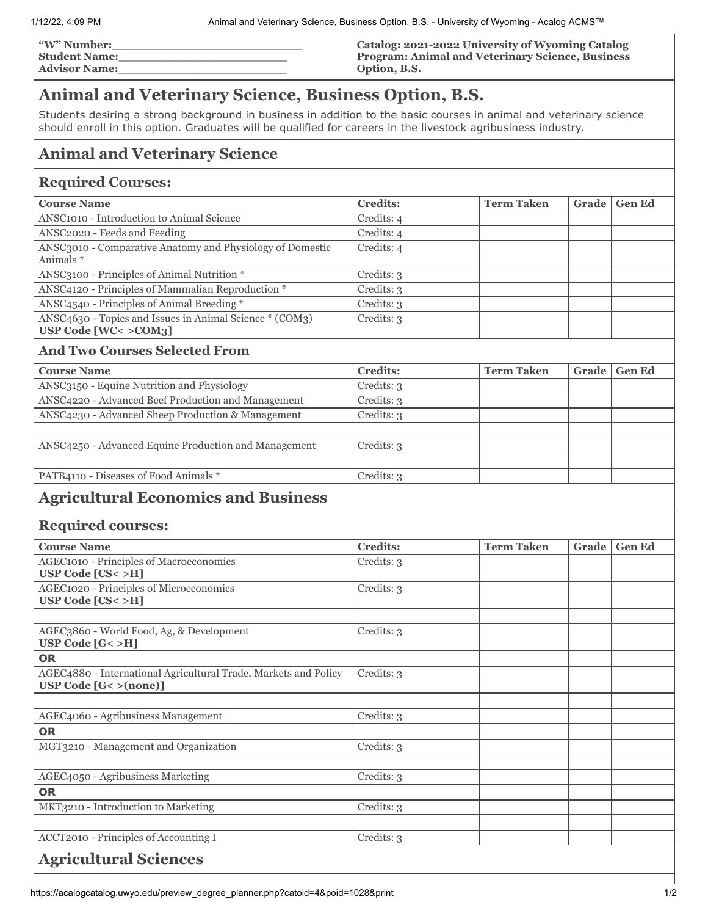**"W" Number:**\_\_\_\_\_\_\_\_\_\_\_\_\_\_\_\_\_\_\_\_\_\_\_\_\_\_
**Student Name:**\_\_\_\_\_\_\_\_\_\_\_\_\_\_\_\_\_\_\_\_\_\_\_\_
**Advisor Name:**\_\_\_\_\_\_\_\_\_\_\_\_\_\_\_\_\_\_\_\_\_\_\_\_

**Catalog: 2021-2022 University of Wyoming Catalog**
**Program: Animal and Veterinary Science, Business Option, B.S.**

# Animal and Veterinary Science, Business Option, B.S.

Students desiring a strong background in business in addition to the basic courses in animal and veterinary science should enroll in this option. Graduates will be qualified for careers in the livestock agribusiness industry.

## Animal and Veterinary Science

### Required Courses:

| Course Name | Credits: | Term Taken | Grade | Gen Ed |
|---|---|---|---|---|
| ANSC1010 - Introduction to Animal Science | Credits: 4 | | | |
| ANSC2020 - Feeds and Feeding | Credits: 4 | | | |
| ANSC3010 - Comparative Anatomy and Physiology of Domestic Animals * | Credits: 4 | | | |
| ANSC3100 - Principles of Animal Nutrition * | Credits: 3 | | | |
| ANSC4120 - Principles of Mammalian Reproduction * | Credits: 3 | | | |
| ANSC4540 - Principles of Animal Breeding * | Credits: 3 | | | |
| ANSC4630 - Topics and Issues in Animal Science * (COM3) **USP Code [WC< >COM3]** | Credits: 3 | | | |

### And Two Courses Selected From

| Course Name | Credits: | Term Taken | Grade | Gen Ed |
|---|---|---|---|---|
| ANSC3150 - Equine Nutrition and Physiology | Credits: 3 | | | |
| ANSC4220 - Advanced Beef Production and Management | Credits: 3 | | | |
| ANSC4230 - Advanced Sheep Production & Management | Credits: 3 | | | |
| | | | | |
| ANSC4250 - Advanced Equine Production and Management | Credits: 3 | | | |
| | | | | |
| PATB4110 - Diseases of Food Animals * | Credits: 3 | | | |

## Agricultural Economics and Business

### Required courses:

| Course Name | Credits: | Term Taken | Grade | Gen Ed |
|---|---|---|---|---|
| AGEC1010 - Principles of Macroeconomics **USP Code [CS< >H]** | Credits: 3 | | | |
| AGEC1020 - Principles of Microeconomics **USP Code [CS< >H]** | Credits: 3 | | | |
| | | | | |
| AGEC3860 - World Food, Ag, & Development **USP Code [G< >H]** | Credits: 3 | | | |
| **OR** | | | | |
| AGEC4880 - International Agricultural Trade, Markets and Policy **USP Code [G< >(none)]** | Credits: 3 | | | |
| | | | | |
| AGEC4060 - Agribusiness Management | Credits: 3 | | | |
| **OR** | | | | |
| MGT3210 - Management and Organization | Credits: 3 | | | |
| | | | | |
| AGEC4050 - Agribusiness Marketing | Credits: 3 | | | |
| **OR** | | | | |
| MKT3210 - Introduction to Marketing | Credits: 3 | | | |
| | | | | |
| ACCT2010 - Principles of Accounting I | Credits: 3 | | | |

## Agricultural Sciences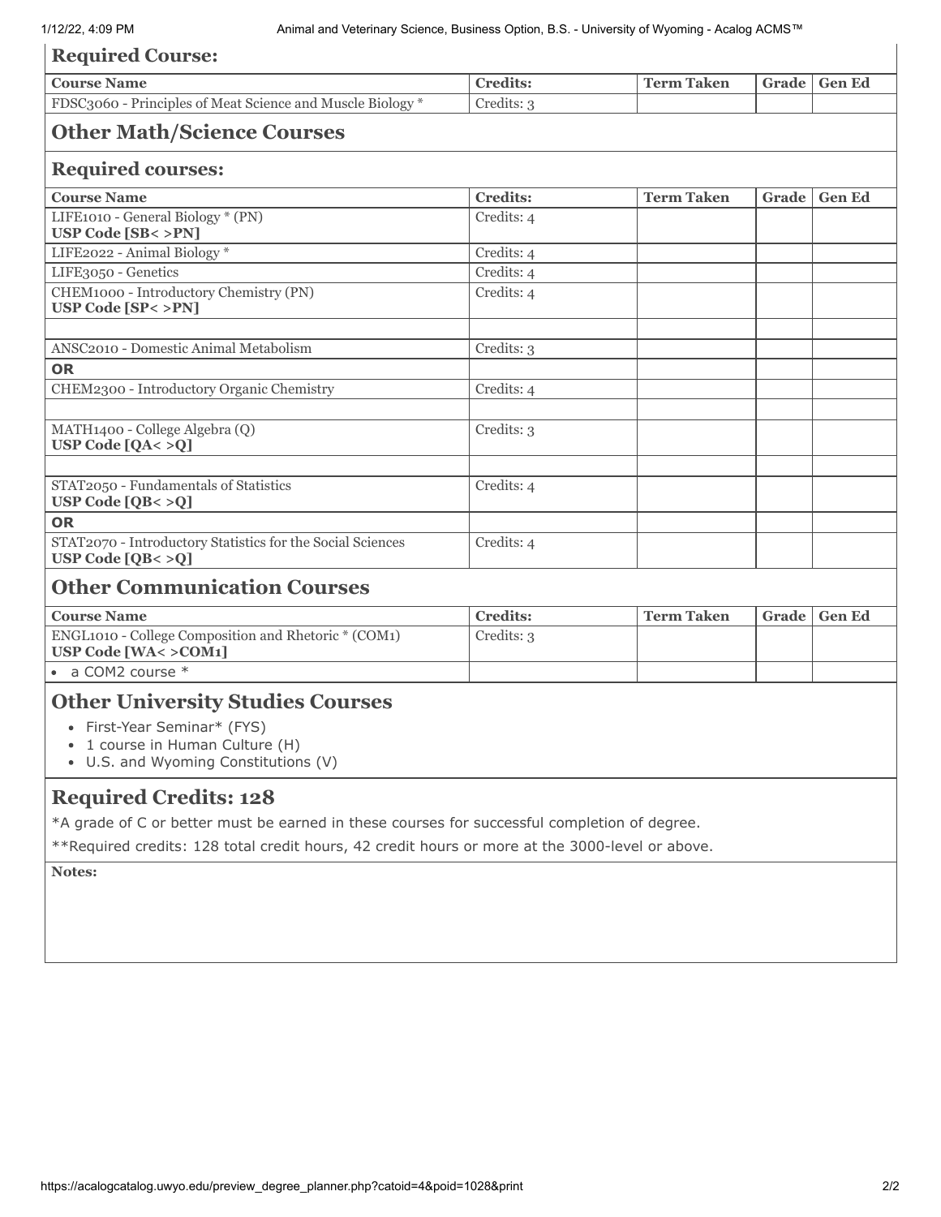### Required Course:

| Course Name | Credits: | Term Taken | Grade | Gen Ed |
|---|---|---|---|---|
| FDSC3060 - Principles of Meat Science and Muscle Biology * | Credits: 3 | | | |

## Other Math/Science Courses

### Required courses:

| Course Name | Credits: | Term Taken | Grade | Gen Ed |
|---|---|---|---|---|
| LIFE1010 - General Biology * (PN) **USP Code [SB< >PN]** | Credits: 4 | | | |
| LIFE2022 - Animal Biology * | Credits: 4 | | | |
| LIFE3050 - Genetics | Credits: 4 | | | |
| CHEM1000 - Introductory Chemistry (PN) **USP Code [SP< >PN]** | Credits: 4 | | | |
| | | | | |
| ANSC2010 - Domestic Animal Metabolism | Credits: 3 | | | |
| **OR** | | | | |
| CHEM2300 - Introductory Organic Chemistry | Credits: 4 | | | |
| | | | | |
| MATH1400 - College Algebra (Q) **USP Code [QA< >Q]** | Credits: 3 | | | |
| | | | | |
| STAT2050 - Fundamentals of Statistics **USP Code [QB< >Q]** | Credits: 4 | | | |
| **OR** | | | | |
| STAT2070 - Introductory Statistics for the Social Sciences **USP Code [QB< >Q]** | Credits: 4 | | | |

## Other Communication Courses

| Course Name | Credits: | Term Taken | Grade | Gen Ed |
|---|---|---|---|---|
| ENGL1010 - College Composition and Rhetoric * (COM1) **USP Code [WA< >COM1]** | Credits: 3 | | | |
| • a COM2 course * | | | | |

## Other University Studies Courses

- First-Year Seminar* (FYS)
- 1 course in Human Culture (H)
- U.S. and Wyoming Constitutions (V)

## Required Credits: 128

*A grade of C or better must be earned in these courses for successful completion of degree.

**Required credits: 128 total credit hours, 42 credit hours or more at the 3000-level or above.

**Notes:**